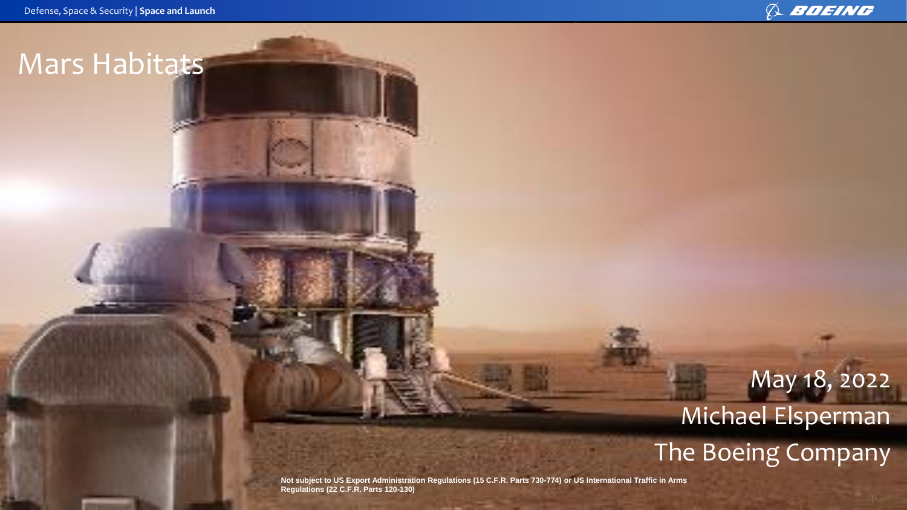# Mars Habitats

May 18, 2022

Michael Elsperman

The Boeing Company

**Not subject to US Export Administration Regulations (15 C.F.R. Parts 730-774) or US International Traffic in Arms Regulations (22 C.F.R. Parts 120-130)**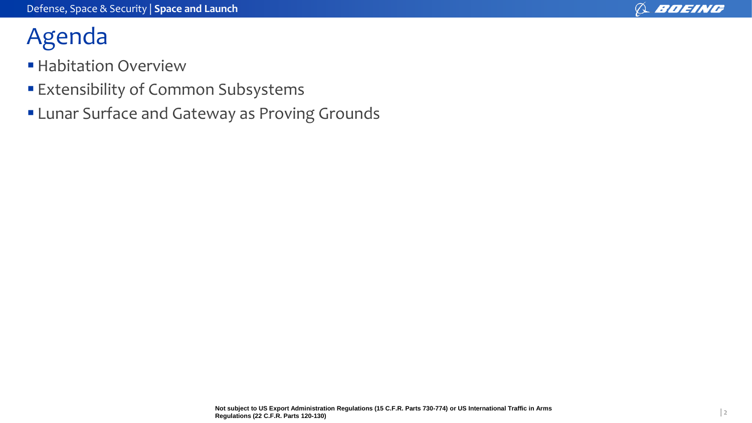# Agenda

- Habitation Overview
- Extensibility of Common Subsystems
- Lunar Surface and Gateway as Proving Grounds

**Not subject to US Export Administration Regulations (15 C.F.R. Parts 730-774) or US International Traffic in Arms Regulations (22 C.F.R. Parts 120-130)**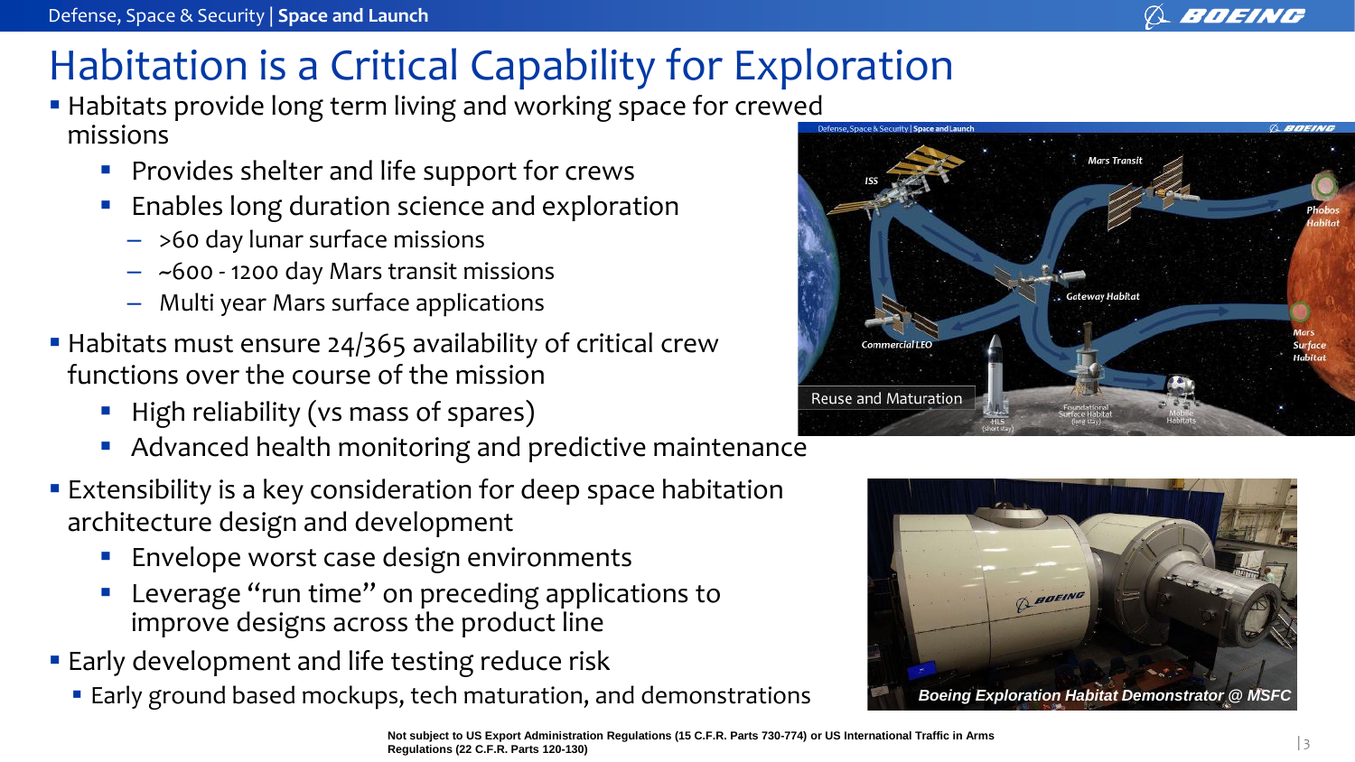# Habitation is a Critical Capability for Exploration

- Habitats provide long term living and working space for crewed missions
  - Provides shelter and life support for crews
  - Enables long duration science and exploration
    - >60 day lunar surface missions
    - ~600 - 1200 day Mars transit missions
    - Multi year Mars surface applications
- Habitats must ensure 24/365 availability of critical crew functions over the course of the mission
  - High reliability (vs mass of spares)
  - Advanced health monitoring and predictive maintenance
- Extensibility is a key consideration for deep space habitation architecture design and development
  - Envelope worst case design environments
  - Leverage "run time" on preceding applications to improve designs across the product line
- Early development and life testing reduce risk
  - Early ground based mockups, tech maturation, and demonstrations

ISS
Mars Transit
Phobos Habitat
Gateway Habitat
Commercial LEO
Mars Surface Habitat
Reuse and Maturation
HLS (short stay)
Foundational Surface Habitat (long stay)
Mobile Habitats

*Boeing Exploration Habitat Demonstrator @ MSFC*

**Not subject to US Export Administration Regulations (15 C.F.R. Parts 730-774) or US International Traffic in Arms Regulations (22 C.F.R. Parts 120-130)**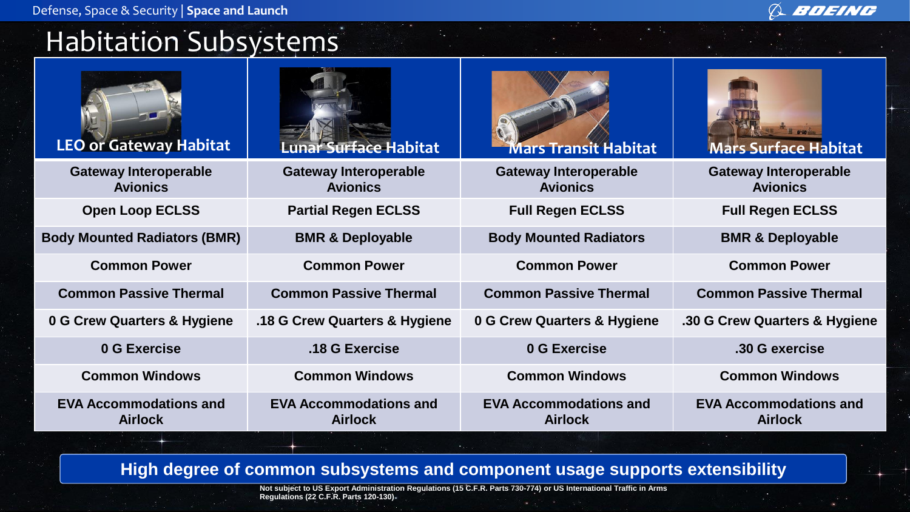# Habitation Subsystems

| LEO or Gateway Habitat | Lunar Surface Habitat | Mars Transit Habitat | Mars Surface Habitat |
|---|---|---|---|
| Gateway Interoperable Avionics | Gateway Interoperable Avionics | Gateway Interoperable Avionics | Gateway Interoperable Avionics |
| Open Loop ECLSS | Partial Regen ECLSS | Full Regen ECLSS | Full Regen ECLSS |
| Body Mounted Radiators (BMR) | BMR & Deployable | Body Mounted Radiators | BMR & Deployable |
| Common Power | Common Power | Common Power | Common Power |
| Common Passive Thermal | Common Passive Thermal | Common Passive Thermal | Common Passive Thermal |
| 0 G Crew Quarters & Hygiene | .18 G Crew Quarters & Hygiene | 0 G Crew Quarters & Hygiene | .30 G Crew Quarters & Hygiene |
| 0 G Exercise | .18 G Exercise | 0 G Exercise | .30 G exercise |
| Common Windows | Common Windows | Common Windows | Common Windows |
| EVA Accommodations and Airlock | EVA Accommodations and Airlock | EVA Accommodations and Airlock | EVA Accommodations and Airlock |

**High degree of common subsystems and component usage supports extensibility**

Not subject to US Export Administration Regulations (15 C.F.R. Parts 730-774) or US International Traffic in Arms Regulations (22 C.F.R. Parts 120-130).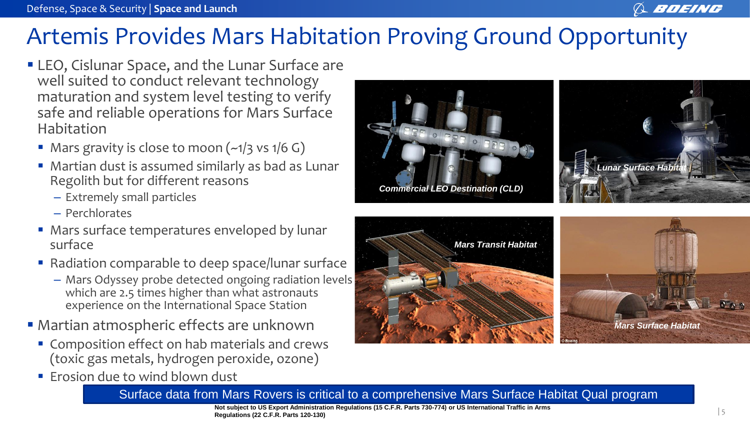# Artemis Provides Mars Habitation Proving Ground Opportunity

- LEO, Cislunar Space, and the Lunar Surface are well suited to conduct relevant technology maturation and system level testing to verify safe and reliable operations for Mars Surface Habitation
  - Mars gravity is close to moon (~1/3 vs 1/6 G)
  - Martian dust is assumed similarly as bad as Lunar Regolith but for different reasons
    - Extremely small particles
    - Perchlorates
  - Mars surface temperatures enveloped by lunar surface
  - Radiation comparable to deep space/lunar surface
    - Mars Odyssey probe detected ongoing radiation levels which are 2.5 times higher than what astronauts experience on the International Space Station
- Martian atmospheric effects are unknown
  - Composition effect on hab materials and crews (toxic gas metals, hydrogen peroxide, ozone)
  - Erosion due to wind blown dust

*Commercial LEO Destination (CLD)*

*Lunar Surface Habitat*

*Mars Transit Habitat*

*Mars Surface Habitat*

© Boeing

**Surface data from Mars Rovers is critical to a comprehensive Mars Surface Habitat Qual program**

**Not subject to US Export Administration Regulations (15 C.F.R. Parts 730-774) or US International Traffic in Arms Regulations (22 C.F.R. Parts 120-130)**